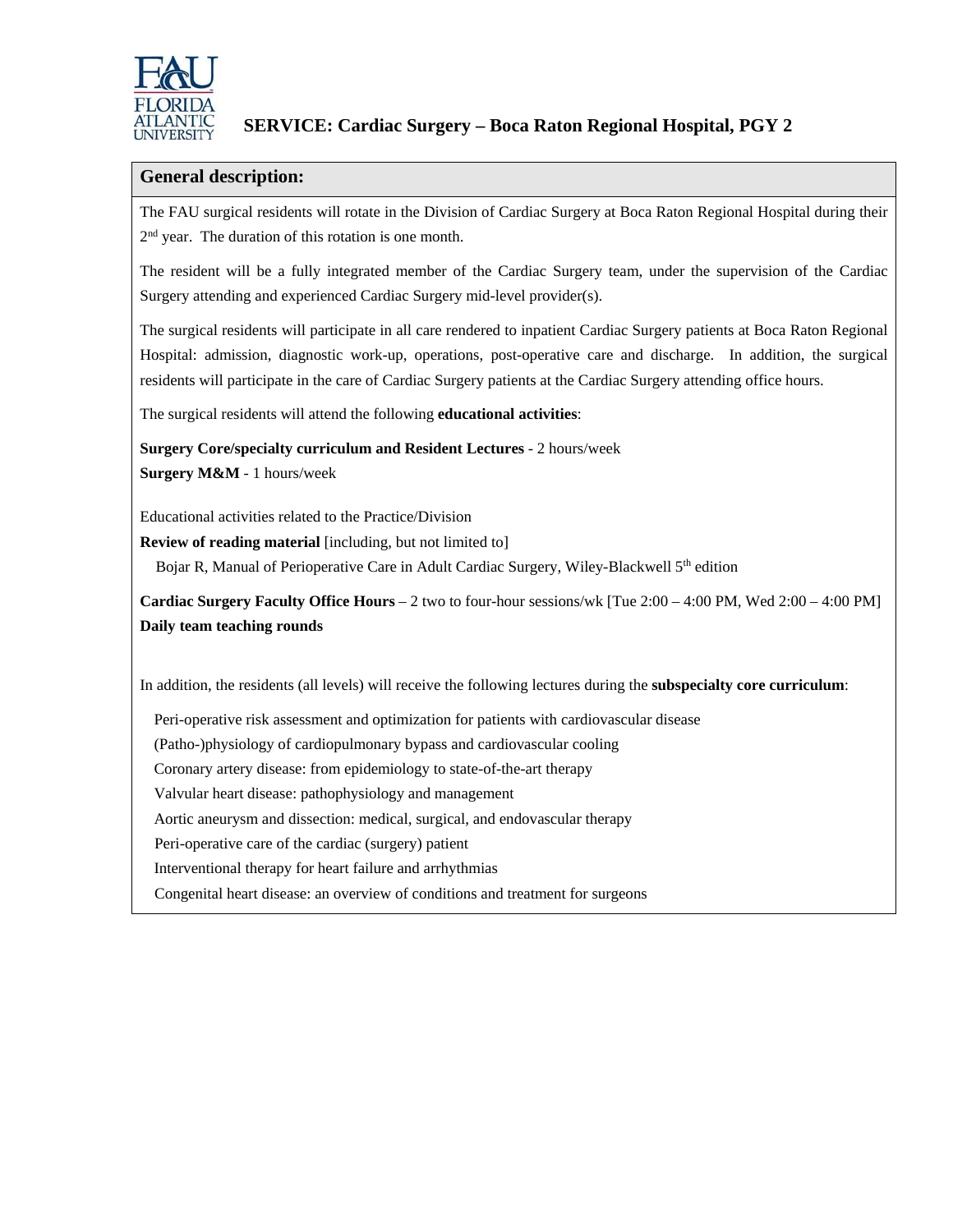# SERVICE: Cardiac Surgery – Boca Raton Regional Hospital, PGY 2

## General description:

The FAU surgical residents will rotate in the Division of Cardiac Surgery at Boca Raton Regional Hospital during their 2nd year. The duration of this rotation is one month.

The resident will be a fully integrated member of the Cardiac Surgery team, under the supervision of the Cardiac Surgery attending and experienced Cardiac Surgery mid-level provider(s).

The surgical residents will participate in all care rendered to inpatient Cardiac Surgery patients at Boca Raton Regional Hospital: admission, diagnostic work-up, operations, post-operative care and discharge. In addition, the surgical residents will participate in the care of Cardiac Surgery patients at the Cardiac Surgery attending office hours.

The surgical residents will attend the following **educational activities**:

**Surgery Core/specialty curriculum and Resident Lectures** - 2 hours/week
**Surgery M&M** - 1 hours/week

Educational activities related to the Practice/Division
**Review of reading material** [including, but not limited to]
Bojar R, Manual of Perioperative Care in Adult Cardiac Surgery, Wiley-Blackwell 5th edition

**Cardiac Surgery Faculty Office Hours** – 2 two to four-hour sessions/wk [Tue 2:00 – 4:00 PM, Wed 2:00 – 4:00 PM]
**Daily team teaching rounds**

In addition, the residents (all levels) will receive the following lectures during the **subspecialty core curriculum**:

- Peri-operative risk assessment and optimization for patients with cardiovascular disease
- (Patho-)physiology of cardiopulmonary bypass and cardiovascular cooling
- Coronary artery disease: from epidemiology to state-of-the-art therapy
- Valvular heart disease: pathophysiology and management
- Aortic aneurysm and dissection: medical, surgical, and endovascular therapy
- Peri-operative care of the cardiac (surgery) patient
- Interventional therapy for heart failure and arrhythmias
- Congenital heart disease: an overview of conditions and treatment for surgeons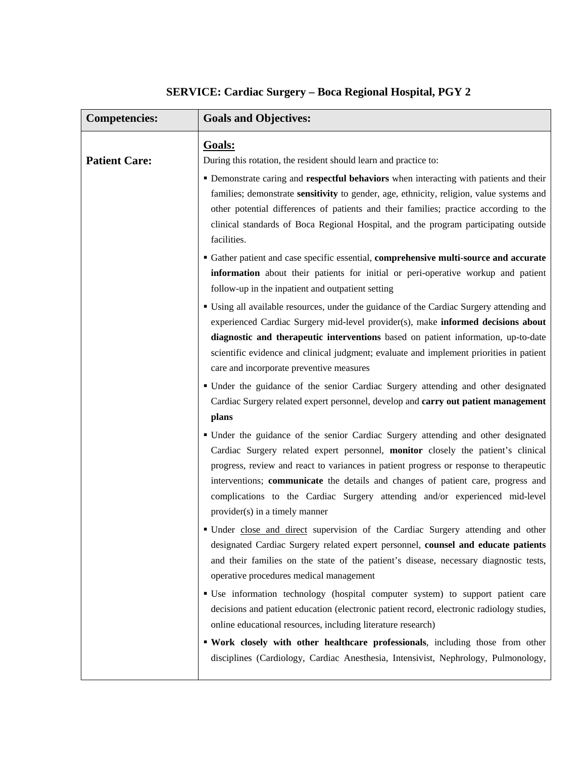# SERVICE: Cardiac Surgery – Boca Regional Hospital, PGY 2

| Competencies: | Goals and Objectives: |
| --- | --- |
| **Patient Care:** | **<u>Goals:</u>**<br>During this rotation, the resident should learn and practice to:<br>▪ Demonstrate caring and **respectful behaviors** when interacting with patients and their families; demonstrate **sensitivity** to gender, age, ethnicity, religion, value systems and other potential differences of patients and their families; practice according to the clinical standards of Boca Regional Hospital, and the program participating outside facilities.<br>▪ Gather patient and case specific essential, **comprehensive multi-source and accurate information** about their patients for initial or peri-operative workup and patient follow-up in the inpatient and outpatient setting<br>▪ Using all available resources, under the guidance of the Cardiac Surgery attending and experienced Cardiac Surgery mid-level provider(s), make **informed decisions about diagnostic and therapeutic interventions** based on patient information, up-to-date scientific evidence and clinical judgment; evaluate and implement priorities in patient care and incorporate preventive measures<br>▪ Under the guidance of the senior Cardiac Surgery attending and other designated Cardiac Surgery related expert personnel, develop and **carry out patient management plans**<br>▪ Under the guidance of the senior Cardiac Surgery attending and other designated Cardiac Surgery related expert personnel, **monitor** closely the patient's clinical progress, review and react to variances in patient progress or response to therapeutic interventions; **communicate** the details and changes of patient care, progress and complications to the Cardiac Surgery attending and/or experienced mid-level provider(s) in a timely manner<br>▪ Under <u>close and direct</u> supervision of the Cardiac Surgery attending and other designated Cardiac Surgery related expert personnel, **counsel and educate patients** and their families on the state of the patient's disease, necessary diagnostic tests, operative procedures medical management<br>▪ Use information technology (hospital computer system) to support patient care decisions and patient education (electronic patient record, electronic radiology studies, online educational resources, including literature research)<br>▪ **Work closely with other healthcare professionals**, including those from other disciplines (Cardiology, Cardiac Anesthesia, Intensivist, Nephrology, Pulmonology, |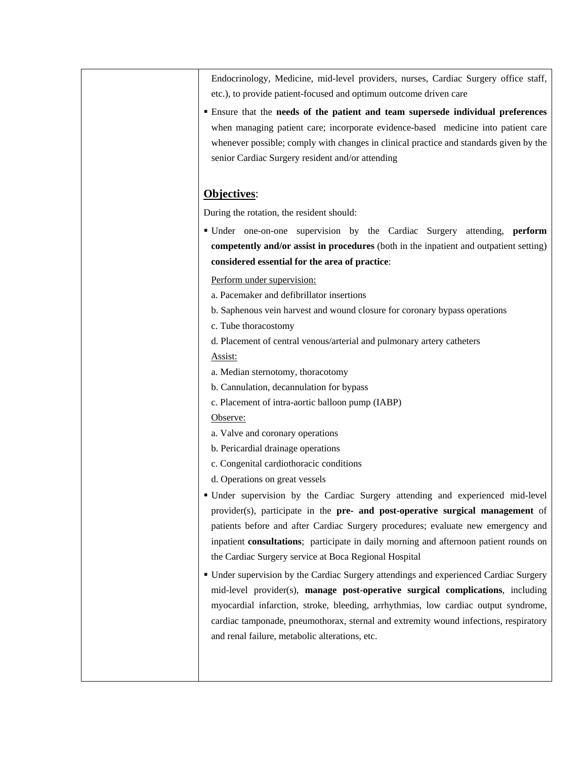Endocrinology, Medicine, mid-level providers, nurses, Cardiac Surgery office staff, etc.), to provide patient-focused and optimum outcome driven care

- Ensure that the **needs of the patient and team supersede individual preferences** when managing patient care; incorporate evidence-based medicine into patient care whenever possible; comply with changes in clinical practice and standards given by the senior Cardiac Surgery resident and/or attending

## <u>Objectives</u>:

During the rotation, the resident should:

- Under one-on-one supervision by the Cardiac Surgery attending, **perform competently and/or assist in procedures** (both in the inpatient and outpatient setting) **considered essential for the area of practice**:

  <u>Perform under supervision:</u>
  a. Pacemaker and defibrillator insertions
  b. Saphenous vein harvest and wound closure for coronary bypass operations
  c. Tube thoracostomy
  d. Placement of central venous/arterial and pulmonary artery catheters

  <u>Assist:</u>
  a. Median sternotomy, thoracotomy
  b. Cannulation, decannulation for bypass
  c. Placement of intra-aortic balloon pump (IABP)

  <u>Observe:</u>
  a. Valve and coronary operations
  b. Pericardial drainage operations
  c. Congenital cardiothoracic conditions
  d. Operations on great vessels

- Under supervision by the Cardiac Surgery attending and experienced mid-level provider(s), participate in the **pre- and post-operative surgical management** of patients before and after Cardiac Surgery procedures; evaluate new emergency and inpatient **consultations**; participate in daily morning and afternoon patient rounds on the Cardiac Surgery service at Boca Regional Hospital

- Under supervision by the Cardiac Surgery attendings and experienced Cardiac Surgery mid-level provider(s), **manage post-operative surgical complications**, including myocardial infarction, stroke, bleeding, arrhythmias, low cardiac output syndrome, cardiac tamponade, pneumothorax, sternal and extremity wound infections, respiratory and renal failure, metabolic alterations, etc.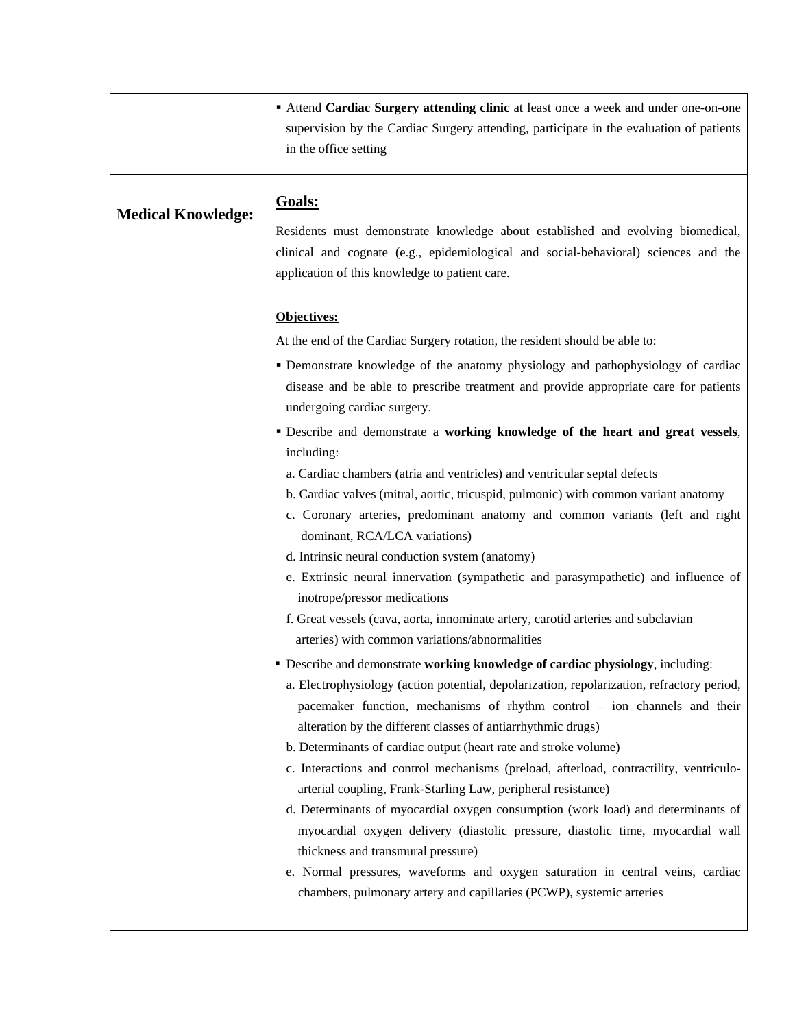| | |
|---|---|
| | ▪ Attend **Cardiac Surgery attending clinic** at least once a week and under one-on-one supervision by the Cardiac Surgery attending, participate in the evaluation of patients in the office setting |
| **Medical Knowledge:** | **<u>Goals:</u>**<br><br>Residents must demonstrate knowledge about established and evolving biomedical, clinical and cognate (e.g., epidemiological and social-behavioral) sciences and the application of this knowledge to patient care.<br><br>**<u>Objectives:</u>**<br><br>At the end of the Cardiac Surgery rotation, the resident should be able to:<br><br>▪ Demonstrate knowledge of the anatomy physiology and pathophysiology of cardiac disease and be able to prescribe treatment and provide appropriate care for patients undergoing cardiac surgery.<br><br>▪ Describe and demonstrate a **working knowledge of the heart and great vessels**, including:<br>a. Cardiac chambers (atria and ventricles) and ventricular septal defects<br>b. Cardiac valves (mitral, aortic, tricuspid, pulmonic) with common variant anatomy<br>c. Coronary arteries, predominant anatomy and common variants (left and right dominant, RCA/LCA variations)<br>d. Intrinsic neural conduction system (anatomy)<br>e. Extrinsic neural innervation (sympathetic and parasympathetic) and influence of inotrope/pressor medications<br>f. Great vessels (cava, aorta, innominate artery, carotid arteries and subclavian arteries) with common variations/abnormalities<br><br>▪ Describe and demonstrate **working knowledge of cardiac physiology**, including:<br>a. Electrophysiology (action potential, depolarization, repolarization, refractory period, pacemaker function, mechanisms of rhythm control – ion channels and their alteration by the different classes of antiarrhythmic drugs)<br>b. Determinants of cardiac output (heart rate and stroke volume)<br>c. Interactions and control mechanisms (preload, afterload, contractility, ventriculo-arterial coupling, Frank-Starling Law, peripheral resistance)<br>d. Determinants of myocardial oxygen consumption (work load) and determinants of myocardial oxygen delivery (diastolic pressure, diastolic time, myocardial wall thickness and transmural pressure)<br>e. Normal pressures, waveforms and oxygen saturation in central veins, cardiac chambers, pulmonary artery and capillaries (PCWP), systemic arteries |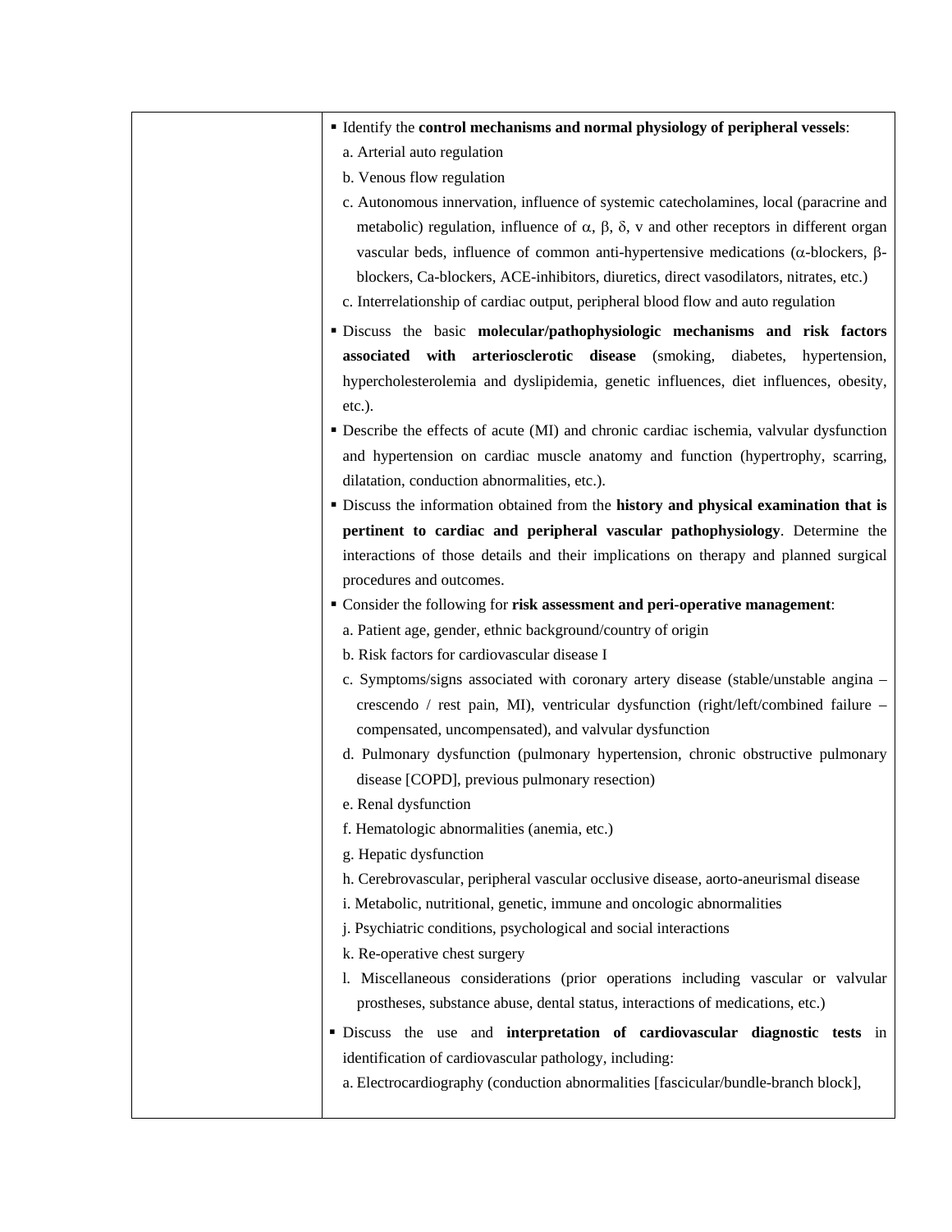| | |
|---|---|
| | ▪ Identify the **control mechanisms and normal physiology of peripheral vessels**:<br>a. Arterial auto regulation<br>b. Venous flow regulation<br>c. Autonomous innervation, influence of systemic catecholamines, local (paracrine and metabolic) regulation, influence of α, β, δ, v and other receptors in different organ vascular beds, influence of common anti-hypertensive medications (α-blockers, β-blockers, Ca-blockers, ACE-inhibitors, diuretics, direct vasodilators, nitrates, etc.)<br>c. Interrelationship of cardiac output, peripheral blood flow and auto regulation<br>▪ Discuss the basic **molecular/pathophysiologic mechanisms and risk factors associated with arteriosclerotic disease** (smoking, diabetes, hypertension, hypercholesterolemia and dyslipidemia, genetic influences, diet influences, obesity, etc.).<br>▪ Describe the effects of acute (MI) and chronic cardiac ischemia, valvular dysfunction and hypertension on cardiac muscle anatomy and function (hypertrophy, scarring, dilatation, conduction abnormalities, etc.).<br>▪ Discuss the information obtained from the **history and physical examination that is pertinent to cardiac and peripheral vascular pathophysiology**. Determine the interactions of those details and their implications on therapy and planned surgical procedures and outcomes.<br>▪ Consider the following for **risk assessment and peri-operative management**:<br>a. Patient age, gender, ethnic background/country of origin<br>b. Risk factors for cardiovascular disease I<br>c. Symptoms/signs associated with coronary artery disease (stable/unstable angina – crescendo / rest pain, MI), ventricular dysfunction (right/left/combined failure – compensated, uncompensated), and valvular dysfunction<br>d. Pulmonary dysfunction (pulmonary hypertension, chronic obstructive pulmonary disease [COPD], previous pulmonary resection)<br>e. Renal dysfunction<br>f. Hematologic abnormalities (anemia, etc.)<br>g. Hepatic dysfunction<br>h. Cerebrovascular, peripheral vascular occlusive disease, aorto-aneurismal disease<br>i. Metabolic, nutritional, genetic, immune and oncologic abnormalities<br>j. Psychiatric conditions, psychological and social interactions<br>k. Re-operative chest surgery<br>l. Miscellaneous considerations (prior operations including vascular or valvular prostheses, substance abuse, dental status, interactions of medications, etc.)<br>▪ Discuss the use and **interpretation of cardiovascular diagnostic tests** in identification of cardiovascular pathology, including:<br>a. Electrocardiography (conduction abnormalities [fascicular/bundle-branch block], |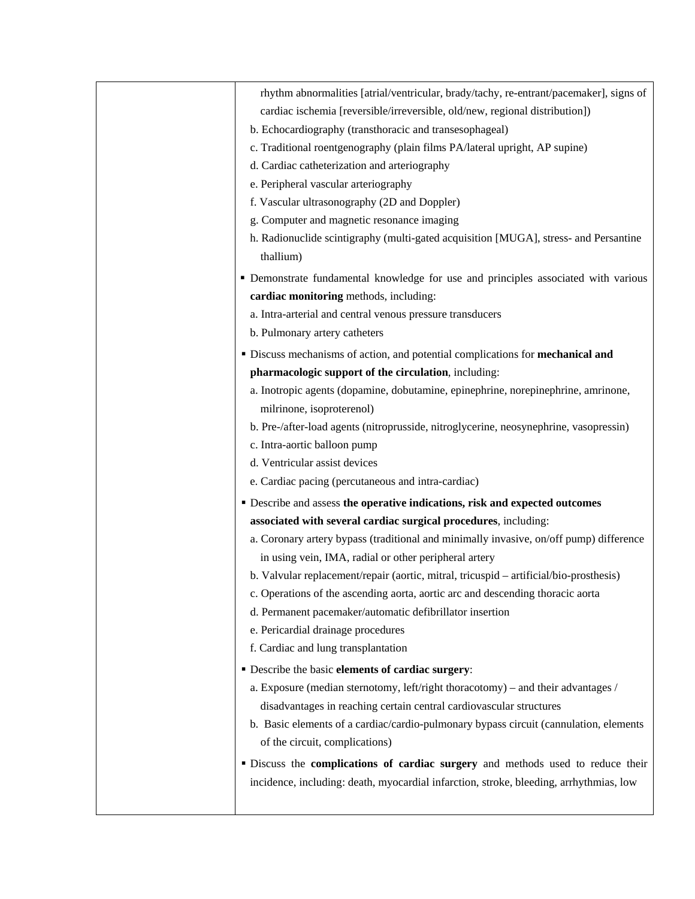| | |
|---|---|
| | rhythm abnormalities [atrial/ventricular, brady/tachy, re-entrant/pacemaker], signs of cardiac ischemia [reversible/irreversible, old/new, regional distribution])<br>b. Echocardiography (transthoracic and transesophageal)<br>c. Traditional roentgenography (plain films PA/lateral upright, AP supine)<br>d. Cardiac catheterization and arteriography<br>e. Peripheral vascular arteriography<br>f. Vascular ultrasonography (2D and Doppler)<br>g. Computer and magnetic resonance imaging<br>h. Radionuclide scintigraphy (multi-gated acquisition [MUGA], stress- and Persantine thallium)<br><br>▪ Demonstrate fundamental knowledge for use and principles associated with various **cardiac monitoring** methods, including:<br>a. Intra-arterial and central venous pressure transducers<br>b. Pulmonary artery catheters<br><br>▪ Discuss mechanisms of action, and potential complications for **mechanical and pharmacologic support of the circulation**, including:<br>a. Inotropic agents (dopamine, dobutamine, epinephrine, norepinephrine, amrinone, milrinone, isoproterenol)<br>b. Pre-/after-load agents (nitroprusside, nitroglycerine, neosynephrine, vasopressin)<br>c. Intra-aortic balloon pump<br>d. Ventricular assist devices<br>e. Cardiac pacing (percutaneous and intra-cardiac)<br><br>▪ Describe and assess **the operative indications, risk and expected outcomes associated with several cardiac surgical procedures**, including:<br>a. Coronary artery bypass (traditional and minimally invasive, on/off pump) difference in using vein, IMA, radial or other peripheral artery<br>b. Valvular replacement/repair (aortic, mitral, tricuspid – artificial/bio-prosthesis)<br>c. Operations of the ascending aorta, aortic arc and descending thoracic aorta<br>d. Permanent pacemaker/automatic defibrillator insertion<br>e. Pericardial drainage procedures<br>f. Cardiac and lung transplantation<br><br>▪ Describe the basic **elements of cardiac surgery**:<br>a. Exposure (median sternotomy, left/right thoracotomy) – and their advantages / disadvantages in reaching certain central cardiovascular structures<br>b. Basic elements of a cardiac/cardio-pulmonary bypass circuit (cannulation, elements of the circuit, complications)<br><br>▪ Discuss the **complications of cardiac surgery** and methods used to reduce their incidence, including: death, myocardial infarction, stroke, bleeding, arrhythmias, low |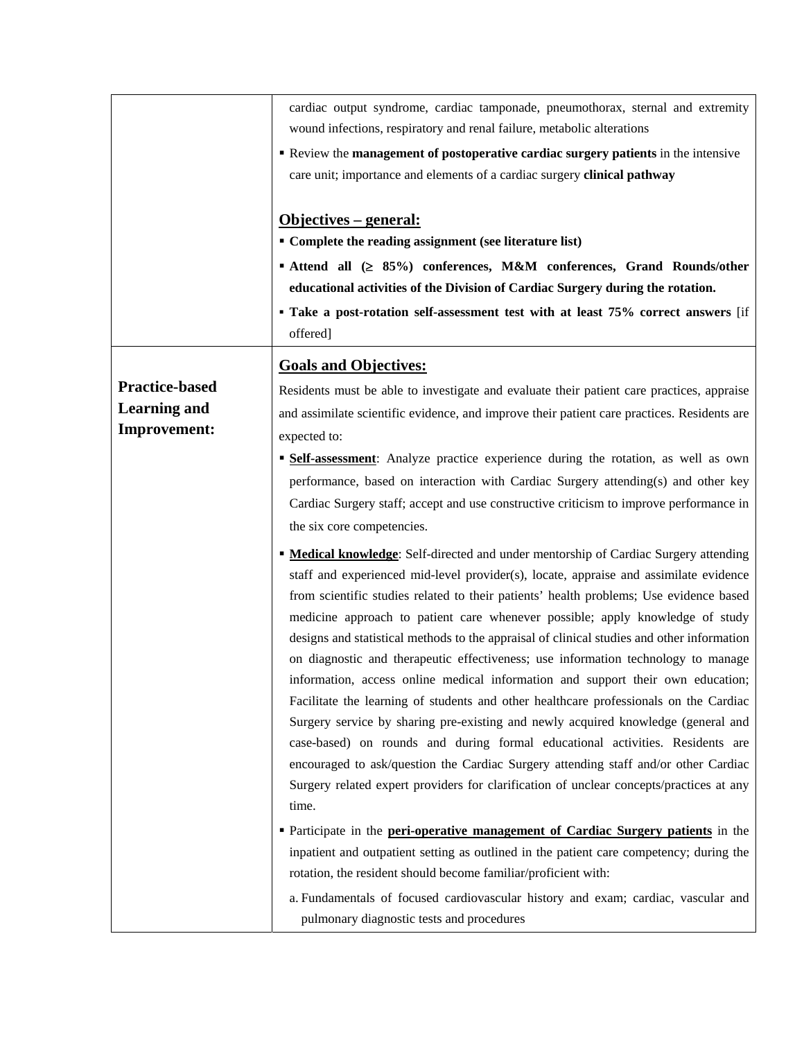| | |
|---|---|
| | cardiac output syndrome, cardiac tamponade, pneumothorax, sternal and extremity wound infections, respiratory and renal failure, metabolic alterations<br>▪ Review the **management of postoperative cardiac surgery patients** in the intensive care unit; importance and elements of a cardiac surgery **clinical pathway**<br><br>**<u>Objectives – general:</u>**<br>▪ **Complete the reading assignment (see literature list)**<br>▪ **Attend all (≥ 85%) conferences, M&M conferences, Grand Rounds/other educational activities of the Division of Cardiac Surgery during the rotation.**<br>▪ **Take a post-rotation self-assessment test with at least 75% correct answers** [if offered] |
| **Practice-based Learning and Improvement:** | **<u>Goals and Objectives:</u>**<br>Residents must be able to investigate and evaluate their patient care practices, appraise and assimilate scientific evidence, and improve their patient care practices. Residents are expected to:<br>▪ **<u>Self-assessment</u>**: Analyze practice experience during the rotation, as well as own performance, based on interaction with Cardiac Surgery attending(s) and other key Cardiac Surgery staff; accept and use constructive criticism to improve performance in the six core competencies.<br>▪ **<u>Medical knowledge</u>**: Self-directed and under mentorship of Cardiac Surgery attending staff and experienced mid-level provider(s), locate, appraise and assimilate evidence from scientific studies related to their patients' health problems; Use evidence based medicine approach to patient care whenever possible; apply knowledge of study designs and statistical methods to the appraisal of clinical studies and other information on diagnostic and therapeutic effectiveness; use information technology to manage information, access online medical information and support their own education; Facilitate the learning of students and other healthcare professionals on the Cardiac Surgery service by sharing pre-existing and newly acquired knowledge (general and case-based) on rounds and during formal educational activities. Residents are encouraged to ask/question the Cardiac Surgery attending staff and/or other Cardiac Surgery related expert providers for clarification of unclear concepts/practices at any time.<br>▪ Participate in the **<u>peri-operative management of Cardiac Surgery patients</u>** in the inpatient and outpatient setting as outlined in the patient care competency; during the rotation, the resident should become familiar/proficient with:<br>a. Fundamentals of focused cardiovascular history and exam; cardiac, vascular and pulmonary diagnostic tests and procedures |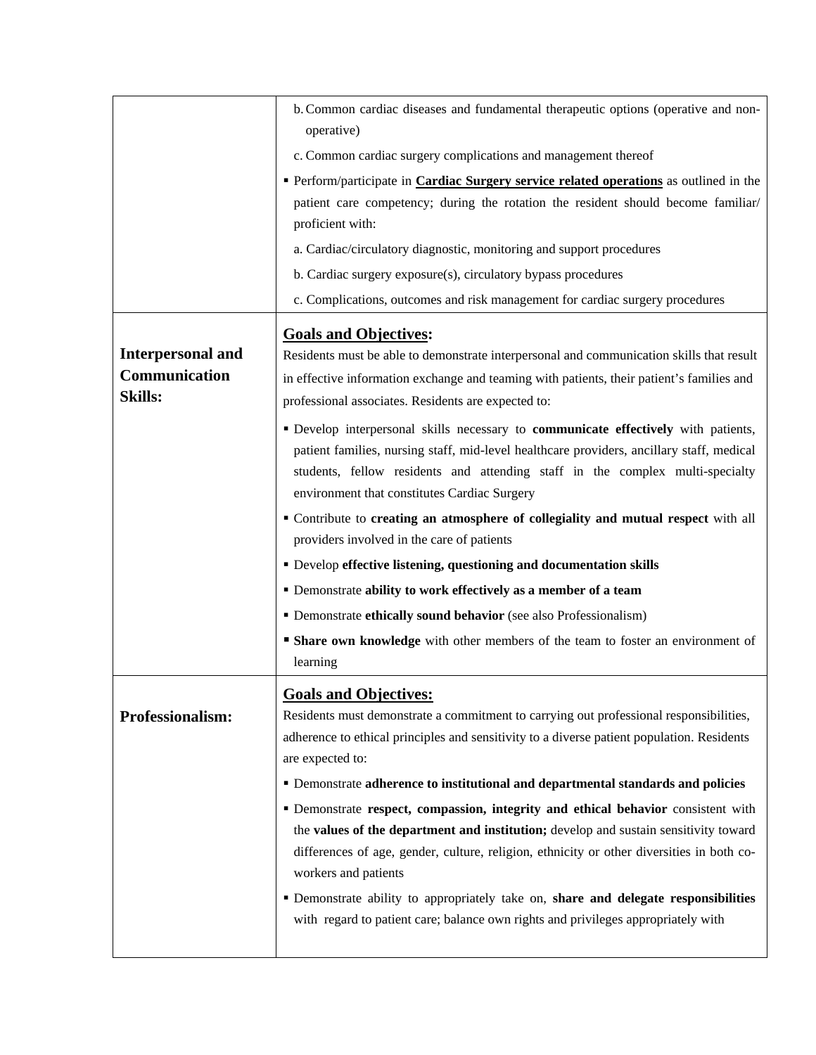| | |
|---|---|
| | b. Common cardiac diseases and fundamental therapeutic options (operative and non-operative)<br><br>c. Common cardiac surgery complications and management thereof<br><br>▪ Perform/participate in **Cardiac Surgery service related operations** as outlined in the patient care competency; during the rotation the resident should become familiar/ proficient with:<br><br>a. Cardiac/circulatory diagnostic, monitoring and support procedures<br><br>b. Cardiac surgery exposure(s), circulatory bypass procedures<br><br>c. Complications, outcomes and risk management for cardiac surgery procedures |
| **Interpersonal and Communication Skills:** | **Goals and Objectives:**<br>Residents must be able to demonstrate interpersonal and communication skills that result in effective information exchange and teaming with patients, their patient's families and professional associates. Residents are expected to:<br><br>▪ Develop interpersonal skills necessary to **communicate effectively** with patients, patient families, nursing staff, mid-level healthcare providers, ancillary staff, medical students, fellow residents and attending staff in the complex multi-specialty environment that constitutes Cardiac Surgery<br><br>▪ Contribute to **creating an atmosphere of collegiality and mutual respect** with all providers involved in the care of patients<br><br>▪ Develop **effective listening, questioning and documentation skills**<br><br>▪ Demonstrate **ability to work effectively as a member of a team**<br><br>▪ Demonstrate **ethically sound behavior** (see also Professionalism)<br><br>▪ **Share own knowledge** with other members of the team to foster an environment of learning |
| **Professionalism:** | **Goals and Objectives:**<br>Residents must demonstrate a commitment to carrying out professional responsibilities, adherence to ethical principles and sensitivity to a diverse patient population. Residents are expected to:<br><br>▪ Demonstrate **adherence to institutional and departmental standards and policies**<br><br>▪ Demonstrate **respect, compassion, integrity and ethical behavior** consistent with the **values of the department and institution;** develop and sustain sensitivity toward differences of age, gender, culture, religion, ethnicity or other diversities in both co-workers and patients<br><br>▪ Demonstrate ability to appropriately take on, **share and delegate responsibilities** with regard to patient care; balance own rights and privileges appropriately with |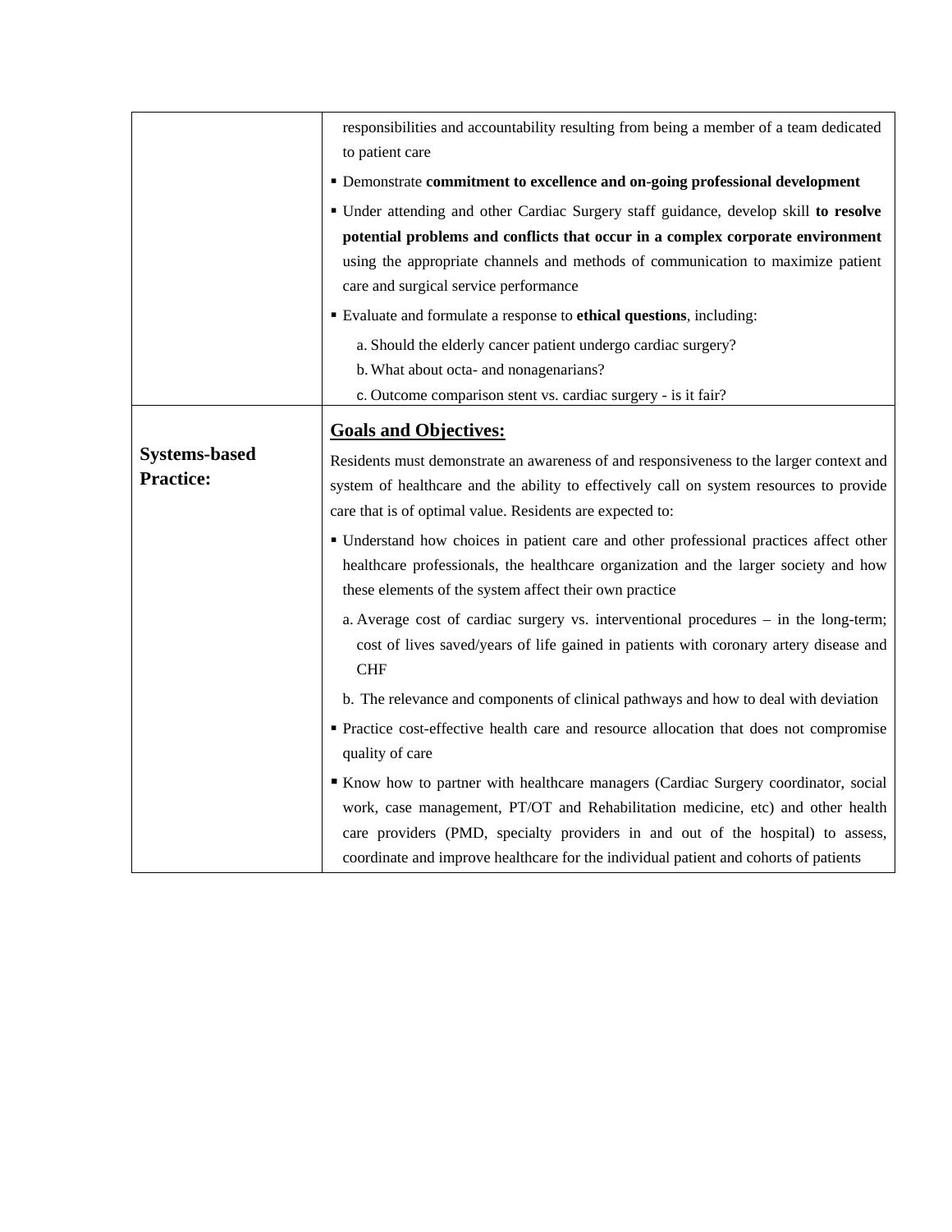| | |
|---|---|
| | responsibilities and accountability resulting from being a member of a team dedicated to patient care<br>▪ Demonstrate **commitment to excellence and on-going professional development**<br>▪ Under attending and other Cardiac Surgery staff guidance, develop skill **to resolve potential problems and conflicts that occur in a complex corporate environment** using the appropriate channels and methods of communication to maximize patient care and surgical service performance<br>▪ Evaluate and formulate a response to **ethical questions**, including:<br>a. Should the elderly cancer patient undergo cardiac surgery?<br>b. What about octa- and nonagenarians?<br>c. Outcome comparison stent vs. cardiac surgery - is it fair? |
| **Systems-based Practice:** | **<u>Goals and Objectives:</u>**<br>Residents must demonstrate an awareness of and responsiveness to the larger context and system of healthcare and the ability to effectively call on system resources to provide care that is of optimal value. Residents are expected to:<br>▪ Understand how choices in patient care and other professional practices affect other healthcare professionals, the healthcare organization and the larger society and how these elements of the system affect their own practice<br>a. Average cost of cardiac surgery vs. interventional procedures – in the long-term; cost of lives saved/years of life gained in patients with coronary artery disease and CHF<br>b. The relevance and components of clinical pathways and how to deal with deviation<br>▪ Practice cost-effective health care and resource allocation that does not compromise quality of care<br>▪ Know how to partner with healthcare managers (Cardiac Surgery coordinator, social work, case management, PT/OT and Rehabilitation medicine, etc) and other health care providers (PMD, specialty providers in and out of the hospital) to assess, coordinate and improve healthcare for the individual patient and cohorts of patients |